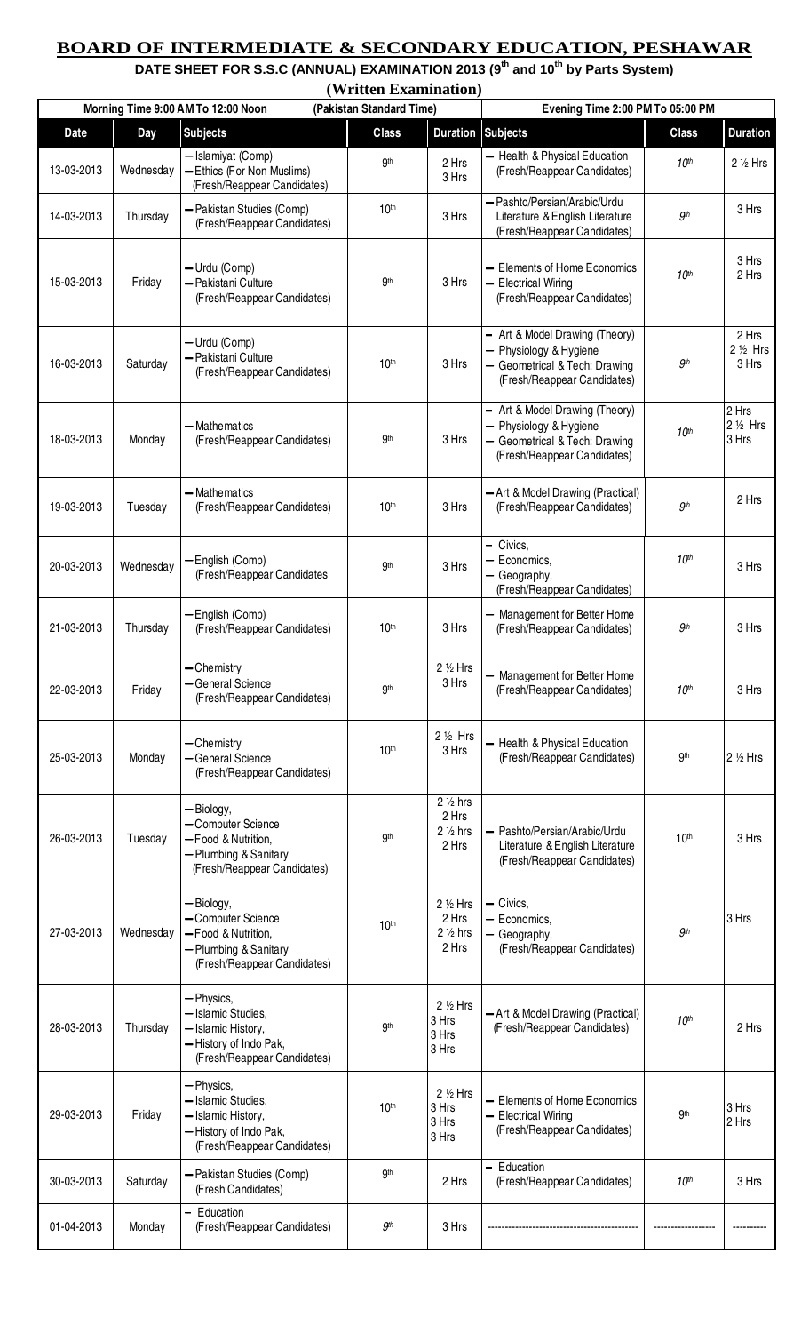# BOARD OF INTERMEDIATE & SECONDARY EDUCATION, PESHAWAR

## DATE SHEET FOR S.S.C (ANNUAL) EXAMINATION 2013 (9th and 10th by Parts System)

### (Written Examination)

| Morning Time 9:00 AM To 12:00 Noon | | (Pakistan Standard Time) | | | Evening Time 2:00 PM To 05:00 PM | | |
|---|---|---|---|---|---|---|---|
| **Date** | **Day** | **Subjects** | **Class** | **Duration** | **Subjects** | **Class** | **Duration** |
| 13-03-2013 | Wednesday | – Islamiyat (Comp)<br>– Ethics (For Non Muslims)<br>(Fresh/Reappear Candidates) | 9th | 2 Hrs<br>3 Hrs | – Health & Physical Education<br>(Fresh/Reappear Candidates) | 10th | 2 ½ Hrs |
| 14-03-2013 | Thursday | – Pakistan Studies (Comp)<br>(Fresh/Reappear Candidates) | 10th | 3 Hrs | – Pashto/Persian/Arabic/Urdu Literature & English Literature<br>(Fresh/Reappear Candidates) | 9th | 3 Hrs |
| 15-03-2013 | Friday | – Urdu (Comp)<br>– Pakistani Culture<br>(Fresh/Reappear Candidates) | 9th | 3 Hrs | – Elements of Home Economics<br>– Electrical Wiring<br>(Fresh/Reappear Candidates) | 10th | 3 Hrs<br>2 Hrs |
| 16-03-2013 | Saturday | – Urdu (Comp)<br>– Pakistani Culture<br>(Fresh/Reappear Candidates) | 10th | 3 Hrs | – Art & Model Drawing (Theory)<br>– Physiology & Hygiene<br>– Geometrical & Tech: Drawing<br>(Fresh/Reappear Candidates) | 9th | 2 Hrs<br>2 ½ Hrs<br>3 Hrs |
| 18-03-2013 | Monday | – Mathematics<br>(Fresh/Reappear Candidates) | 9th | 3 Hrs | – Art & Model Drawing (Theory)<br>– Physiology & Hygiene<br>– Geometrical & Tech: Drawing<br>(Fresh/Reappear Candidates) | 10th | 2 Hrs<br>2 ½ Hrs<br>3 Hrs |
| 19-03-2013 | Tuesday | – Mathematics<br>(Fresh/Reappear Candidates) | 10th | 3 Hrs | – Art & Model Drawing (Practical)<br>(Fresh/Reappear Candidates) | 9th | 2 Hrs |
| 20-03-2013 | Wednesday | – English (Comp)<br>(Fresh/Reappear Candidates | 9th | 3 Hrs | – Civics,<br>– Economics,<br>– Geography,<br>(Fresh/Reappear Candidates) | 10th | 3 Hrs |
| 21-03-2013 | Thursday | – English (Comp)<br>(Fresh/Reappear Candidates) | 10th | 3 Hrs | – Management for Better Home<br>(Fresh/Reappear Candidates) | 9th | 3 Hrs |
| 22-03-2013 | Friday | – Chemistry<br>– General Science<br>(Fresh/Reappear Candidates) | 9th | 2 ½ Hrs<br>3 Hrs | – Management for Better Home<br>(Fresh/Reappear Candidates) | 10th | 3 Hrs |
| 25-03-2013 | Monday | – Chemistry<br>– General Science<br>(Fresh/Reappear Candidates) | 10th | 2 ½ Hrs<br>3 Hrs | – Health & Physical Education<br>(Fresh/Reappear Candidates) | 9th | 2 ½ Hrs |
| 26-03-2013 | Tuesday | – Biology,<br>– Computer Science<br>– Food & Nutrition,<br>– Plumbing & Sanitary<br>(Fresh/Reappear Candidates) | 9th | 2 ½ hrs<br>2 Hrs<br>2 ½ hrs<br>2 Hrs | – Pashto/Persian/Arabic/Urdu Literature & English Literature<br>(Fresh/Reappear Candidates) | 10th | 3 Hrs |
| 27-03-2013 | Wednesday | – Biology,<br>– Computer Science<br>– Food & Nutrition,<br>– Plumbing & Sanitary<br>(Fresh/Reappear Candidates) | 10th | 2 ½ Hrs<br>2 Hrs<br>2 ½ hrs<br>2 Hrs | – Civics,<br>– Economics,<br>– Geography,<br>(Fresh/Reappear Candidates) | 9th | 3 Hrs |
| 28-03-2013 | Thursday | – Physics,<br>– Islamic Studies,<br>– Islamic History,<br>– History of Indo Pak,<br>(Fresh/Reappear Candidates) | 9th | 2 ½ Hrs<br>3 Hrs<br>3 Hrs<br>3 Hrs | – Art & Model Drawing (Practical)<br>(Fresh/Reappear Candidates) | 10th | 2 Hrs |
| 29-03-2013 | Friday | – Physics,<br>– Islamic Studies,<br>– Islamic History,<br>– History of Indo Pak,<br>(Fresh/Reappear Candidates) | 10th | 2 ½ Hrs<br>3 Hrs<br>3 Hrs<br>3 Hrs | – Elements of Home Economics<br>– Electrical Wiring<br>(Fresh/Reappear Candidates) | 9th | 3 Hrs<br>2 Hrs |
| 30-03-2013 | Saturday | – Pakistan Studies (Comp)<br>(Fresh Candidates) | 9th | 2 Hrs | – Education<br>(Fresh/Reappear Candidates) | 10th | 3 Hrs |
| 01-04-2013 | Monday | – Education<br>(Fresh/Reappear Candidates) | 9th | 3 Hrs | ---------- | ---------- | ---------- |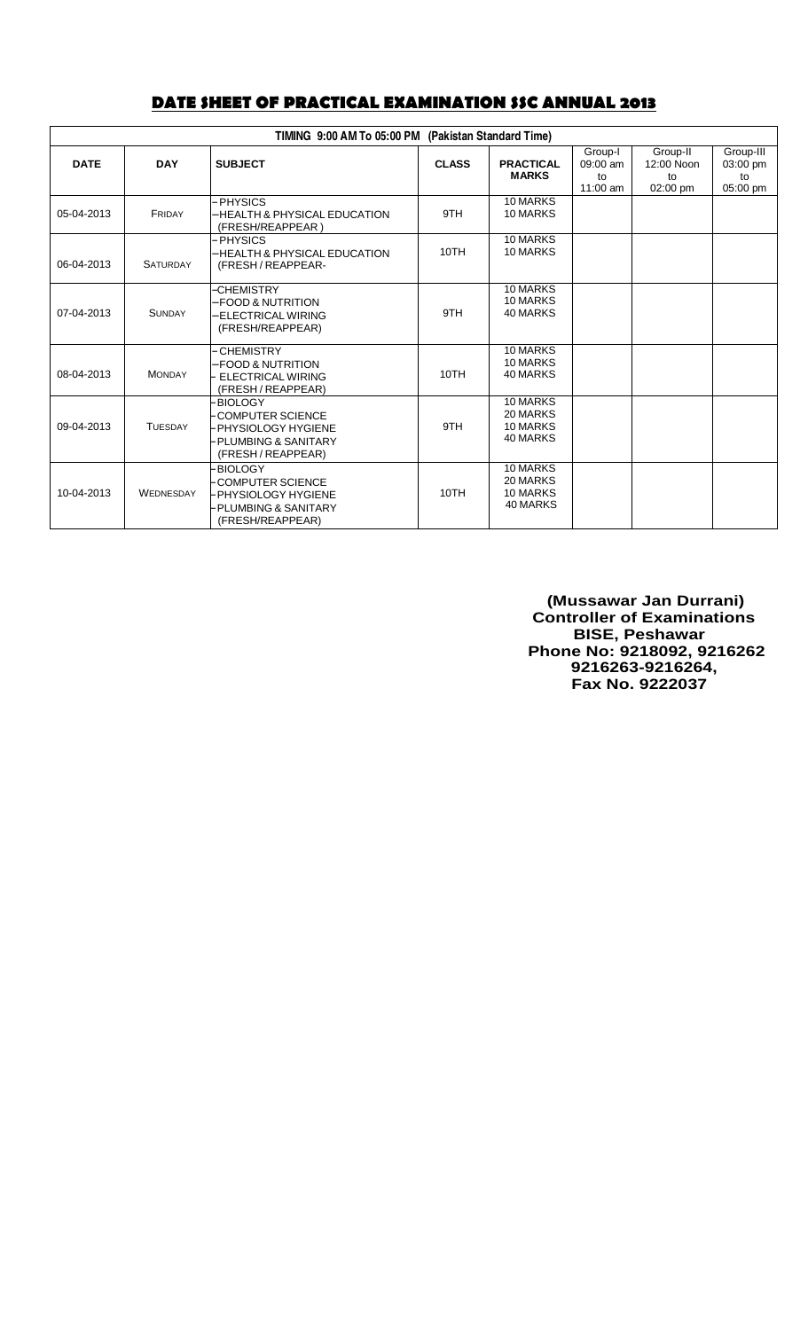# DATE SHEET OF PRACTICAL EXAMINATION SSC ANNUAL 2013

| TIMING 9:00 AM To 05:00 PM (Pakistan Standard Time) | | | | | | | |
|---|---|---|---|---|---|---|---|
| **DATE** | **DAY** | **SUBJECT** | **CLASS** | **PRACTICAL MARKS** | Group-I 09:00 am to 11:00 am | Group-II 12:00 Noon to 02:00 pm | Group-III 03:00 pm to 05:00 pm |
| 05-04-2013 | FRIDAY | – PHYSICS<br>–HEALTH & PHYSICAL EDUCATION<br>(FRESH/REAPPEAR ) | 9TH | 10 MARKS<br>10 MARKS | | | |
| 06-04-2013 | SATURDAY | – PHYSICS<br>–HEALTH & PHYSICAL EDUCATION<br>(FRESH / REAPPEAR- | 10TH | 10 MARKS<br>10 MARKS | | | |
| 07-04-2013 | SUNDAY | –CHEMISTRY<br>–FOOD & NUTRITION<br>–ELECTRICAL WIRING<br>(FRESH/REAPPEAR) | 9TH | 10 MARKS<br>10 MARKS<br>40 MARKS | | | |
| 08-04-2013 | MONDAY | – CHEMISTRY<br>–FOOD & NUTRITION<br>- ELECTRICAL WIRING<br>(FRESH / REAPPEAR) | 10TH | 10 MARKS<br>10 MARKS<br>40 MARKS | | | |
| 09-04-2013 | TUESDAY | - BIOLOGY<br>- COMPUTER SCIENCE<br>- PHYSIOLOGY HYGIENE<br>- PLUMBING & SANITARY<br>(FRESH / REAPPEAR) | 9TH | 10 MARKS<br>20 MARKS<br>10 MARKS<br>40 MARKS | | | |
| 10-04-2013 | WEDNESDAY | - BIOLOGY<br>- COMPUTER SCIENCE<br>- PHYSIOLOGY HYGIENE<br>- PLUMBING & SANITARY<br>(FRESH/REAPPEAR) | 10TH | 10 MARKS<br>20 MARKS<br>10 MARKS<br>40 MARKS | | | |

**(Mussawar Jan Durrani)**
**Controller of Examinations**
**BISE, Peshawar**
**Phone No: 9218092, 9216262**
**9216263-9216264,**
**Fax No. 9222037**